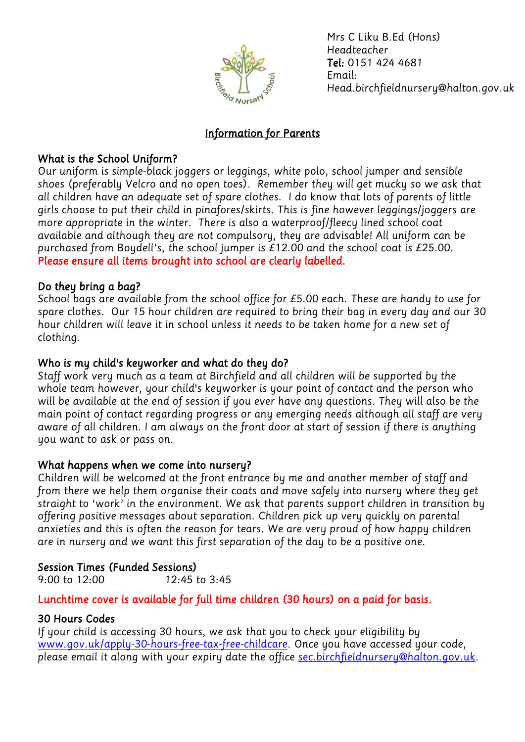Mrs C Liku B.Ed (Hons)
Headteacher
Tel: 0151 424 4681
Email:
Head.birchfieldnursery@halton.gov.uk

## Information for Parents

### What is the School Uniform?

Our uniform is simple-black joggers or leggings, white polo, school jumper and sensible shoes (preferably Velcro and no open toes). Remember they will get mucky so we ask that all children have an adequate set of spare clothes. I do know that lots of parents of little girls choose to put their child in pinafores/skirts. This is fine however leggings/joggers are more appropriate in the winter. There is also a waterproof/fleecy lined school coat available and although they are not compulsory, they are advisable! All uniform can be purchased from Boydell's, the school jumper is £12.00 and the school coat is £25.00. **Please ensure all items brought into school are clearly labelled.**

### Do they bring a bag?

School bags are available from the school office for £5.00 each. These are handy to use for spare clothes. Our 15 hour children are required to bring their bag in every day and our 30 hour children will leave it in school unless it needs to be taken home for a new set of clothing.

### Who is my child's keyworker and what do they do?

Staff work very much as a team at Birchfield and all children will be supported by the whole team however, your child's keyworker is your point of contact and the person who will be available at the end of session if you ever have any questions. They will also be the main point of contact regarding progress or any emerging needs although all staff are very aware of all children. I am always on the front door at start of session if there is anything you want to ask or pass on.

### What happens when we come into nursery?

Children will be welcomed at the front entrance by me and another member of staff and from there we help them organise their coats and move safely into nursery where they get straight to 'work' in the environment. We ask that parents support children in transition by offering positive messages about separation. Children pick up very quickly on parental anxieties and this is often the reason for tears. We are very proud of how happy children are in nursery and we want this first separation of the day to be a positive one.

### Session Times (Funded Sessions)

9:00 to 12:00 12:45 to 3:45

**Lunchtime cover is available for full time children (30 hours) on a paid for basis.**

### 30 Hours Codes

If your child is accessing 30 hours, we ask that you to check your eligibility by www.gov.uk/apply-30-hours-free-tax-free-childcare. Once you have accessed your code, please email it along with your expiry date the office sec.birchfieldnursery@halton.gov.uk.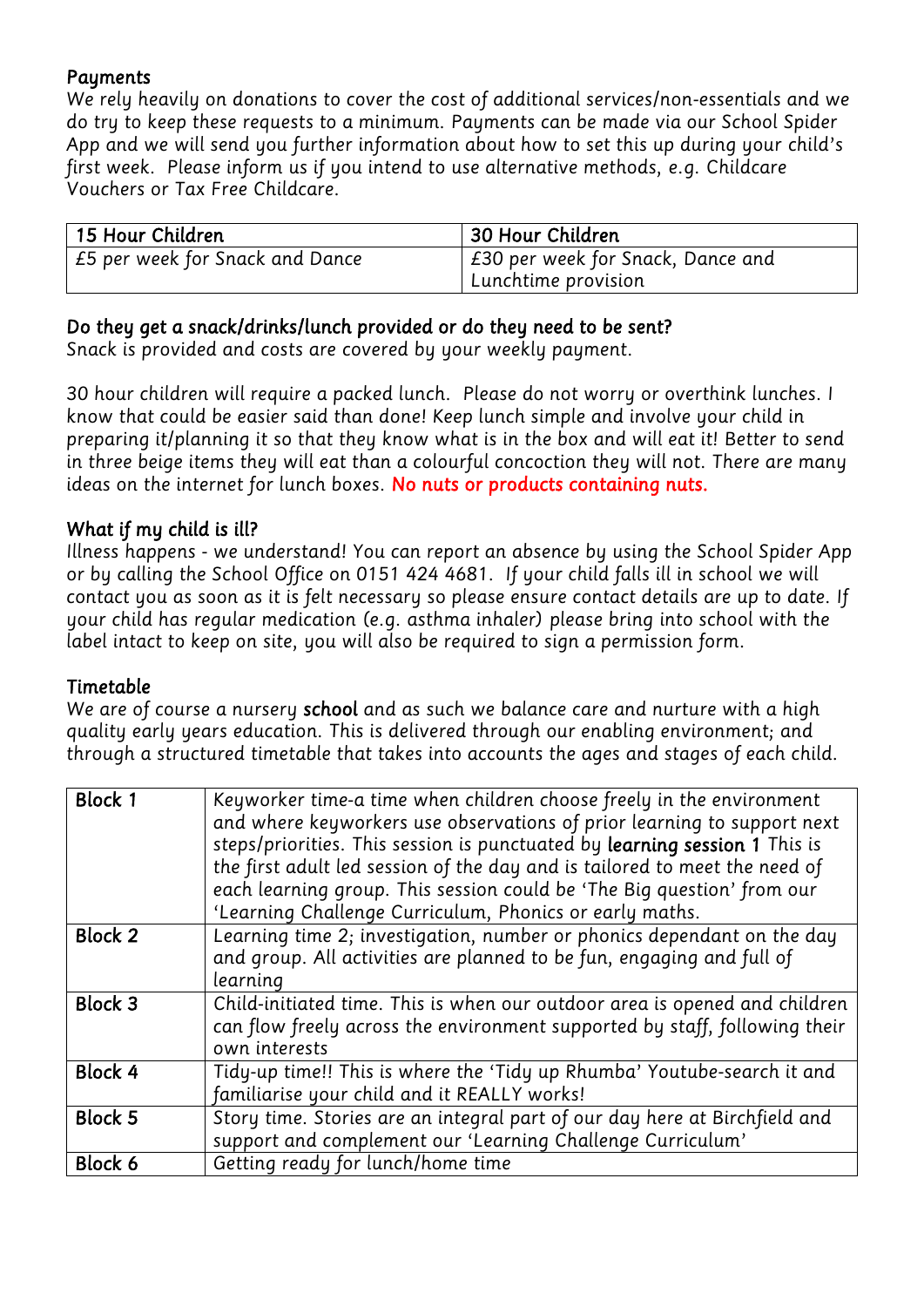## Payments

We rely heavily on donations to cover the cost of additional services/non-essentials and we do try to keep these requests to a minimum. Payments can be made via our School Spider App and we will send you further information about how to set this up during your child's first week. Please inform us if you intend to use alternative methods, e.g. Childcare Vouchers or Tax Free Childcare.

| 15 Hour Children | 30 Hour Children |
|---|---|
| £5 per week for Snack and Dance | £30 per week for Snack, Dance and Lunchtime provision |

## Do they get a snack/drinks/lunch provided or do they need to be sent?

Snack is provided and costs are covered by your weekly payment.

30 hour children will require a packed lunch. Please do not worry or overthink lunches. I know that could be easier said than done! Keep lunch simple and involve your child in preparing it/planning it so that they know what is in the box and will eat it! Better to send in three beige items they will eat than a colourful concoction they will not. There are many ideas on the internet for lunch boxes. **No nuts or products containing nuts.**

## What if my child is ill?

Illness happens - we understand! You can report an absence by using the School Spider App or by calling the School Office on 0151 424 4681. If your child falls ill in school we will contact you as soon as it is felt necessary so please ensure contact details are up to date. If your child has regular medication (e.g. asthma inhaler) please bring into school with the label intact to keep on site, you will also be required to sign a permission form.

## Timetable

We are of course a nursery **school** and as such we balance care and nurture with a high quality early years education. This is delivered through our enabling environment; and through a structured timetable that takes into accounts the ages and stages of each child.

| Block | |
|---|---|
| Block 1 | Keyworker time-a time when children choose freely in the environment and where keyworkers use observations of prior learning to support next steps/priorities. This session is punctuated by **learning session 1** This is the first adult led session of the day and is tailored to meet the need of each learning group. This session could be 'The Big question' from our 'Learning Challenge Curriculum, Phonics or early maths. |
| Block 2 | Learning time 2; investigation, number or phonics dependant on the day and group. All activities are planned to be fun, engaging and full of learning |
| Block 3 | Child-initiated time. This is when our outdoor area is opened and children can flow freely across the environment supported by staff, following their own interests |
| Block 4 | Tidy-up time!! This is where the 'Tidy up Rhumba' Youtube-search it and familiarise your child and it REALLY works! |
| Block 5 | Story time. Stories are an integral part of our day here at Birchfield and support and complement our 'Learning Challenge Curriculum' |
| Block 6 | Getting ready for lunch/home time |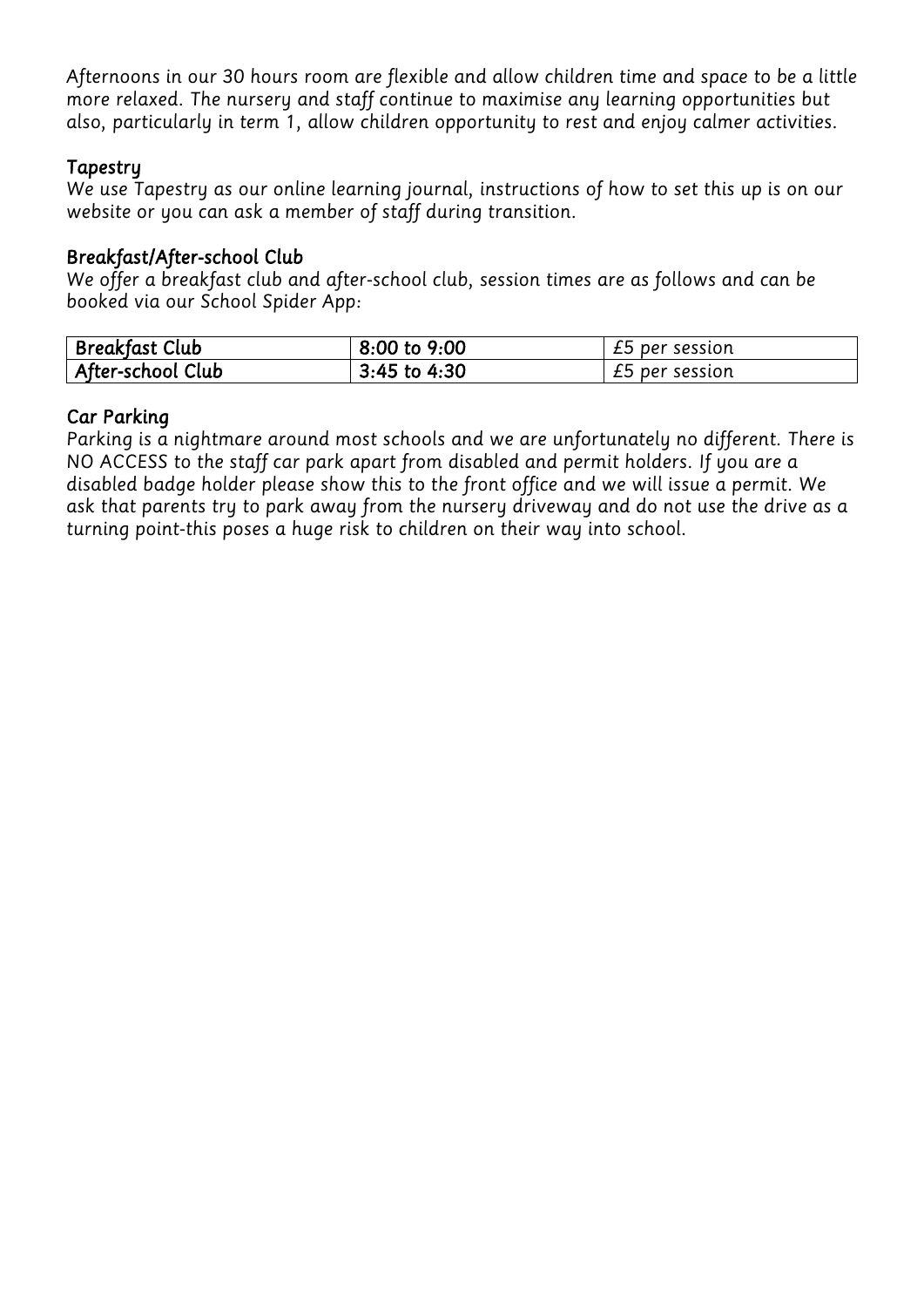Afternoons in our 30 hours room are flexible and allow children time and space to be a little more relaxed. The nursery and staff continue to maximise any learning opportunities but also, particularly in term 1, allow children opportunity to rest and enjoy calmer activities.

### Tapestry

We use Tapestry as our online learning journal, instructions of how to set this up is on our website or you can ask a member of staff during transition.

### Breakfast/After-school Club

We offer a breakfast club and after-school club, session times are as follows and can be booked via our School Spider App:

| | | |
|---|---|---|
| **Breakfast Club** | **8:00 to 9:00** | £5 per session |
| **After-school Club** | **3:45 to 4:30** | £5 per session |

### Car Parking

Parking is a nightmare around most schools and we are unfortunately no different. There is NO ACCESS to the staff car park apart from disabled and permit holders. If you are a disabled badge holder please show this to the front office and we will issue a permit. We ask that parents try to park away from the nursery driveway and do not use the drive as a turning point-this poses a huge risk to children on their way into school.